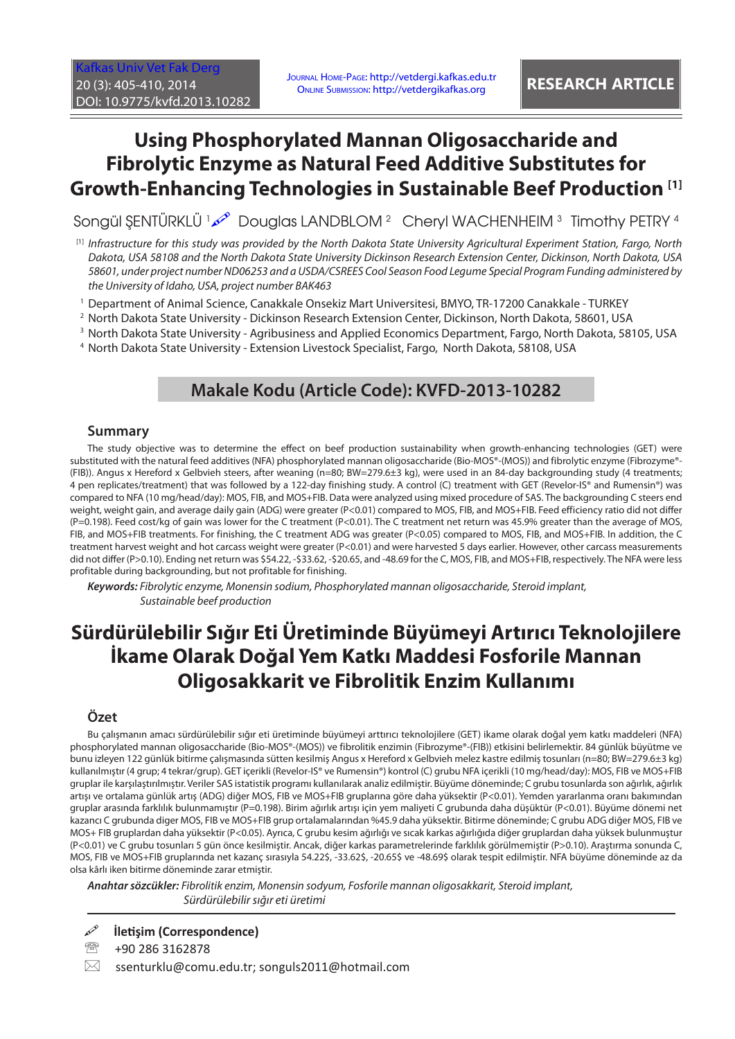RESEARCH ARTICLE

# Using Phosphorylated Mannan Oligosaccharide and Fibrolytic Enzyme as Natural Feed Additive Substitutes for Growth-Enhancing Technologies in Sustainable Beef Production [1]

Songül ŞENTÜRKLÜ [1] Douglas LANDBLOM [2] Cheryl WACHENHEIM [3] Timothy PETRY [4]

[1] *Infrastructure for this study was provided by the North Dakota State University Agricultural Experiment Station, Fargo, North Dakota, USA 58108 and the North Dakota State University Dickinson Research Extension Center, Dickinson, North Dakota, USA 58601, under project number ND06253 and a USDA/CSREES Cool Season Food Legume Special Program Funding administered by the University of Idaho, USA, project number BAK463*

[1] Department of Animal Science, Canakkale Onsekiz Mart Universitesi, BMYO, TR-17200 Canakkale - TURKEY

[2] North Dakota State University - Dickinson Research Extension Center, Dickinson, North Dakota, 58601, USA

[3] North Dakota State University - Agribusiness and Applied Economics Department, Fargo, North Dakota, 58105, USA

[4] North Dakota State University - Extension Livestock Specialist, Fargo, North Dakota, 58108, USA

## Makale Kodu (Article Code): KVFD-2013-10282

## Summary

The study objective was to determine the effect on beef production sustainability when growth-enhancing technologies (GET) were substituted with the natural feed additives (NFA) phosphorylated mannan oligosaccharide (Bio-MOS®-(MOS)) and fibrolytic enzyme (Fibrozyme®-(FIB)). Angus x Hereford x Gelbvieh steers, after weaning (n=80; BW=279.6±3 kg), were used in an 84-day backgrounding study (4 treatments; 4 pen replicates/treatment) that was followed by a 122-day finishing study. A control (C) treatment with GET (Revelor-IS® and Rumensin®) was compared to NFA (10 mg/head/day): MOS, FIB, and MOS+FIB. Data were analyzed using mixed procedure of SAS. The backgrounding C steers end weight, weight gain, and average daily gain (ADG) were greater (P<0.01) compared to MOS, FIB, and MOS+FIB. Feed efficiency ratio did not differ (P=0.198). Feed cost/kg of gain was lower for the C treatment (P<0.01). The C treatment net return was 45.9% greater than the average of MOS, FIB, and MOS+FIB treatments. For finishing, the C treatment ADG was greater (P<0.05) compared to MOS, FIB, and MOS+FIB. In addition, the C treatment harvest weight and hot carcass weight were greater (P<0.01) and were harvested 5 days earlier. However, other carcass measurements did not differ (P>0.10). Ending net return was $54.22, -$33.62, -$20.65, and -48.69 for the C, MOS, FIB, and MOS+FIB, respectively. The NFA were less profitable during backgrounding, but not profitable for finishing.

***Keywords:*** *Fibrolytic enzyme, Monensin sodium, Phosphorylated mannan oligosaccharide, Steroid implant, Sustainable beef production*

# Sürdürülebilir Sığır Eti Üretiminde Büyümeyi Artırıcı Teknolojilere İkame Olarak Doğal Yem Katkı Maddesi Fosforile Mannan Oligosakkarit ve Fibrolitik Enzim Kullanımı

## Özet

Bu çalışmanın amacı sürdürülebilir sığır eti üretiminde büyümeyi arttırıcı teknolojilere (GET) ikame olarak doğal yem katkı maddeleri (NFA) phosphorylated mannan oligosaccharide (Bio-MOS®-(MOS)) ve fibrolitik enzimin (Fibrozyme®-(FIB)) etkisini belirlemektir. 84 günlük büyütme ve bunu izleyen 122 günlük bitirme çalışmasında sütten kesilmiş Angus x Hereford x Gelbvieh melez kastre edilmiş tosunları (n=80; BW=279.6±3 kg) kullanılmıştır (4 grup; 4 tekrar/grup). GET içerikli (Revelor-IS® ve Rumensin®) kontrol (C) grubu NFA içerikli (10 mg/head/day): MOS, FIB ve MOS+FIB gruplar ile karşılaştırılmıştır. Veriler SAS istatistik programı kullanılarak analiz edilmiştir. Büyüme döneminde; C grubu tosunlarda son ağırlık, ağırlık artışı ve ortalama günlük artış (ADG) diğer MOS, FIB ve MOS+FIB gruplarına göre daha yüksektir (P<0.01). Yemden yararlanma oranı bakımından gruplar arasında farklılık bulunmamıştır (P=0.198). Birim ağırlık artışı için yem maliyeti C grubunda daha düşüktür (P<0.01). Büyüme dönemi net kazancı C grubunda diger MOS, FIB ve MOS+FIB grup ortalamalarından %45.9 daha yüksektir. Bitirme döneminde; C grubu ADG diğer MOS, FIB ve MOS+ FIB gruplardan daha yüksektir (P<0.05). Ayrıca, C grubu kesim ağırlığı ve sıcak karkas ağırlığıda diğer gruplardan daha yüksek bulunmuştur (P<0.01) ve C grubu tosunları 5 gün önce kesilmiştir. Ancak, diğer karkas parametrelerinde farklılık görülmemiştir (P>0.10). Araştırma sonunda C, MOS, FIB ve MOS+FIB gruplarında net kazanç sırasıyla 54.22$, -33.62$, -20.65$ ve -48.69$ olarak tespit edilmiştir. NFA büyüme döneminde az da olsa kârlı iken bitirme döneminde zarar etmiştir.

***Anahtar sözcükler:*** *Fibrolitik enzim, Monensin sodyum, Fosforile mannan oligosakkarit, Steroid implant, Sürdürülebilir sığır eti üretimi*

**İletişim (Correspondence)**

+90 286 3162878

ssenturklu@comu.edu.tr; songuls2011@hotmail.com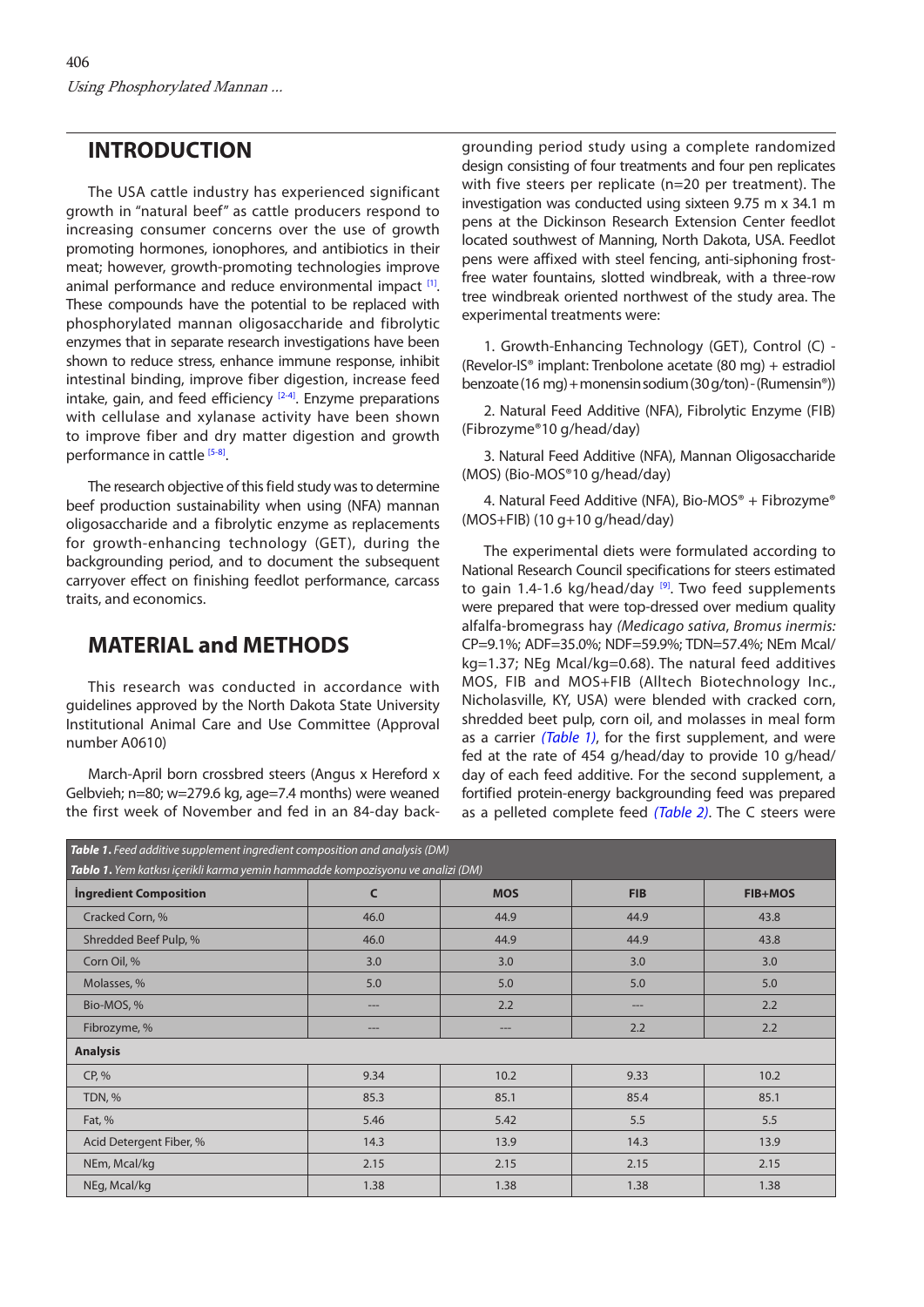## INTRODUCTION

The USA cattle industry has experienced significant growth in "natural beef" as cattle producers respond to increasing consumer concerns over the use of growth promoting hormones, ionophores, and antibiotics in their meat; however, growth-promoting technologies improve animal performance and reduce environmental impact [1]. These compounds have the potential to be replaced with phosphorylated mannan oligosaccharide and fibrolytic enzymes that in separate research investigations have been shown to reduce stress, enhance immune response, inhibit intestinal binding, improve fiber digestion, increase feed intake, gain, and feed efficiency [2-4]. Enzyme preparations with cellulase and xylanase activity have been shown to improve fiber and dry matter digestion and growth performance in cattle [5-8].

The research objective of this field study was to determine beef production sustainability when using (NFA) mannan oligosaccharide and a fibrolytic enzyme as replacements for growth-enhancing technology (GET), during the backgrounding period, and to document the subsequent carryover effect on finishing feedlot performance, carcass traits, and economics.

## MATERIAL and METHODS

This research was conducted in accordance with guidelines approved by the North Dakota State University Institutional Animal Care and Use Committee (Approval number A0610)

March-April born crossbred steers (Angus x Hereford x Gelbvieh; n=80; w=279.6 kg, age=7.4 months) were weaned the first week of November and fed in an 84-day backgrounding period study using a complete randomized design consisting of four treatments and four pen replicates with five steers per replicate (n=20 per treatment). The investigation was conducted using sixteen 9.75 m x 34.1 m pens at the Dickinson Research Extension Center feedlot located southwest of Manning, North Dakota, USA. Feedlot pens were affixed with steel fencing, anti-siphoning frost-free water fountains, slotted windbreak, with a three-row tree windbreak oriented northwest of the study area. The experimental treatments were:

1. Growth-Enhancing Technology (GET), Control (C) - (Revelor-IS® implant: Trenbolone acetate (80 mg) + estradiol benzoate (16 mg) + monensin sodium (30 g/ton) - (Rumensin®))

2. Natural Feed Additive (NFA), Fibrolytic Enzyme (FIB) (Fibrozyme®10 g/head/day)

3. Natural Feed Additive (NFA), Mannan Oligosaccharide (MOS) (Bio-MOS®10 g/head/day)

4. Natural Feed Additive (NFA), Bio-MOS® + Fibrozyme® (MOS+FIB) (10 g+10 g/head/day)

The experimental diets were formulated according to National Research Council specifications for steers estimated to gain 1.4-1.6 kg/head/day [9]. Two feed supplements were prepared that were top-dressed over medium quality alfalfa-bromegrass hay *(Medicago sativa*, *Bromus inermis:* CP=9.1%; ADF=35.0%; NDF=59.9%; TDN=57.4%; NEm Mcal/kg=1.37; NEg Mcal/kg=0.68). The natural feed additives MOS, FIB and MOS+FIB (Alltech Biotechnology Inc., Nicholasville, KY, USA) were blended with cracked corn, shredded beet pulp, corn oil, and molasses in meal form as a carrier *(Table 1)*, for the first supplement, and were fed at the rate of 454 g/head/day to provide 10 g/head/day of each feed additive. For the second supplement, a fortified protein-energy backgrounding feed was prepared as a pelleted complete feed *(Table 2)*. The C steers were

***Table 1.*** *Feed additive supplement ingredient composition and analysis (DM)*
***Tablo 1.*** *Yem katkısı içerikli karma yemin hammadde kompozisyonu ve analizi (DM)*

| İngredient Composition | C | MOS | FIB | FIB+MOS |
|---|---|---|---|---|
| Cracked Corn, % | 46.0 | 44.9 | 44.9 | 43.8 |
| Shredded Beef Pulp, % | 46.0 | 44.9 | 44.9 | 43.8 |
| Corn Oil, % | 3.0 | 3.0 | 3.0 | 3.0 |
| Molasses, % | 5.0 | 5.0 | 5.0 | 5.0 |
| Bio-MOS, % | --- | 2.2 | --- | 2.2 |
| Fibrozyme, % | --- | --- | 2.2 | 2.2 |
| **Analysis** | | | | |
| CP, % | 9.34 | 10.2 | 9.33 | 10.2 |
| TDN, % | 85.3 | 85.1 | 85.4 | 85.1 |
| Fat, % | 5.46 | 5.42 | 5.5 | 5.5 |
| Acid Detergent Fiber, % | 14.3 | 13.9 | 14.3 | 13.9 |
| NEm, Mcal/kg | 2.15 | 2.15 | 2.15 | 2.15 |
| NEg, Mcal/kg | 1.38 | 1.38 | 1.38 | 1.38 |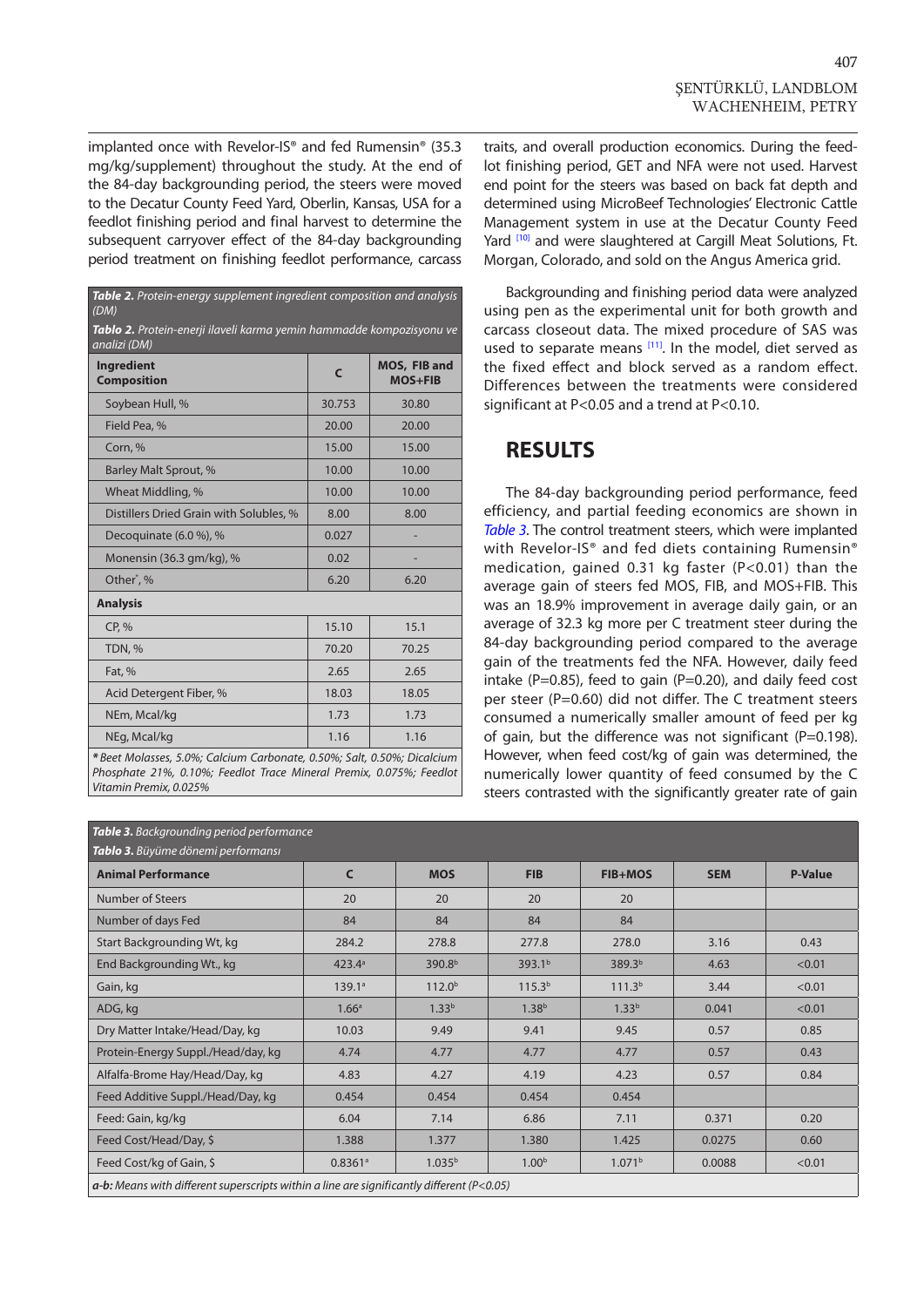implanted once with Revelor-IS® and fed Rumensin® (35.3 mg/kg/supplement) throughout the study. At the end of the 84-day backgrounding period, the steers were moved to the Decatur County Feed Yard, Oberlin, Kansas, USA for a feedlot finishing period and final harvest to determine the subsequent carryover effect of the 84-day backgrounding period treatment on finishing feedlot performance, carcass traits, and overall production economics. During the feedlot finishing period, GET and NFA were not used. Harvest end point for the steers was based on back fat depth and determined using MicroBeef Technologies' Electronic Cattle Management system in use at the Decatur County Feed Yard [10] and were slaughtered at Cargill Meat Solutions, Ft. Morgan, Colorado, and sold on the Angus America grid.

**Table 2.** *Protein-energy supplement ingredient composition and analysis (DM)*

**Tablo 2.** *Protein-enerji ilaveli karma yemin hammadde kompozisyonu ve analizi (DM)*

| Ingredient Composition | C | MOS, FIB and MOS+FIB |
|---|---|---|
| Soybean Hull, % | 30.753 | 30.80 |
| Field Pea, % | 20.00 | 20.00 |
| Corn, % | 15.00 | 15.00 |
| Barley Malt Sprout, % | 10.00 | 10.00 |
| Wheat Middling, % | 10.00 | 10.00 |
| Distillers Dried Grain with Solubles, % | 8.00 | 8.00 |
| Decoquinate (6.0 %), % | 0.027 | - |
| Monensin (36.3 gm/kg), % | 0.02 | - |
| Other*, % | 6.20 | 6.20 |
| **Analysis** | | |
| CP, % | 15.10 | 15.1 |
| TDN, % | 70.20 | 70.25 |
| Fat, % | 2.65 | 2.65 |
| Acid Detergent Fiber, % | 18.03 | 18.05 |
| NEm, Mcal/kg | 1.73 | 1.73 |
| NEg, Mcal/kg | 1.16 | 1.16 |

*\* Beet Molasses, 5.0%; Calcium Carbonate, 0.50%; Salt, 0.50%; Dicalcium Phosphate 21%, 0.10%; Feedlot Trace Mineral Premix, 0.075%; Feedlot Vitamin Premix, 0.025%*

Backgrounding and finishing period data were analyzed using pen as the experimental unit for both growth and carcass closeout data. The mixed procedure of SAS was used to separate means [11]. In the model, diet served as the fixed effect and block served as a random effect. Differences between the treatments were considered significant at P<0.05 and a trend at P<0.10.

## RESULTS

The 84-day backgrounding period performance, feed efficiency, and partial feeding economics are shown in *Table 3*. The control treatment steers, which were implanted with Revelor-IS® and fed diets containing Rumensin® medication, gained 0.31 kg faster (P<0.01) than the average gain of steers fed MOS, FIB, and MOS+FIB. This was an 18.9% improvement in average daily gain, or an average of 32.3 kg more per C treatment steer during the 84-day backgrounding period compared to the average gain of the treatments fed the NFA. However, daily feed intake (P=0.85), feed to gain (P=0.20), and daily feed cost per steer (P=0.60) did not differ. The C treatment steers consumed a numerically smaller amount of feed per kg of gain, but the difference was not significant (P=0.198). However, when feed cost/kg of gain was determined, the numerically lower quantity of feed consumed by the C steers contrasted with the significantly greater rate of gain

**Table 3.** *Backgrounding period performance*

**Tablo 3.** *Büyüme dönemi performansı*

| Animal Performance | C | MOS | FIB | FIB+MOS | SEM | P-Value |
|---|---|---|---|---|---|---|
| Number of Steers | 20 | 20 | 20 | 20 | | |
| Number of days Fed | 84 | 84 | 84 | 84 | | |
| Start Backgrounding Wt, kg | 284.2 | 278.8 | 277.8 | 278.0 | 3.16 | 0.43 |
| End Backgrounding Wt., kg | 423.4[a] | 390.8[b] | 393.1[b] | 389.3[b] | 4.63 | <0.01 |
| Gain, kg | 139.1[a] | 112.0[b] | 115.3[b] | 111.3[b] | 3.44 | <0.01 |
| ADG, kg | 1.66[a] | 1.33[b] | 1.38[b] | 1.33[b] | 0.041 | <0.01 |
| Dry Matter Intake/Head/Day, kg | 10.03 | 9.49 | 9.41 | 9.45 | 0.57 | 0.85 |
| Protein-Energy Suppl./Head/day, kg | 4.74 | 4.77 | 4.77 | 4.77 | 0.57 | 0.43 |
| Alfalfa-Brome Hay/Head/Day, kg | 4.83 | 4.27 | 4.19 | 4.23 | 0.57 | 0.84 |
| Feed Additive Suppl./Head/Day, kg | 0.454 | 0.454 | 0.454 | 0.454 | | |
| Feed: Gain, kg/kg | 6.04 | 7.14 | 6.86 | 7.11 | 0.371 | 0.20 |
| Feed Cost/Head/Day, $ | 1.388 | 1.377 | 1.380 | 1.425 | 0.0275 | 0.60 |
| Feed Cost/kg of Gain, $ | 0.8361[a] | 1.035[b] | 1.00[b] | 1.071[b] | 0.0088 | <0.01 |

***a-b:*** *Means with different superscripts within a line are significantly different (P<0.05)*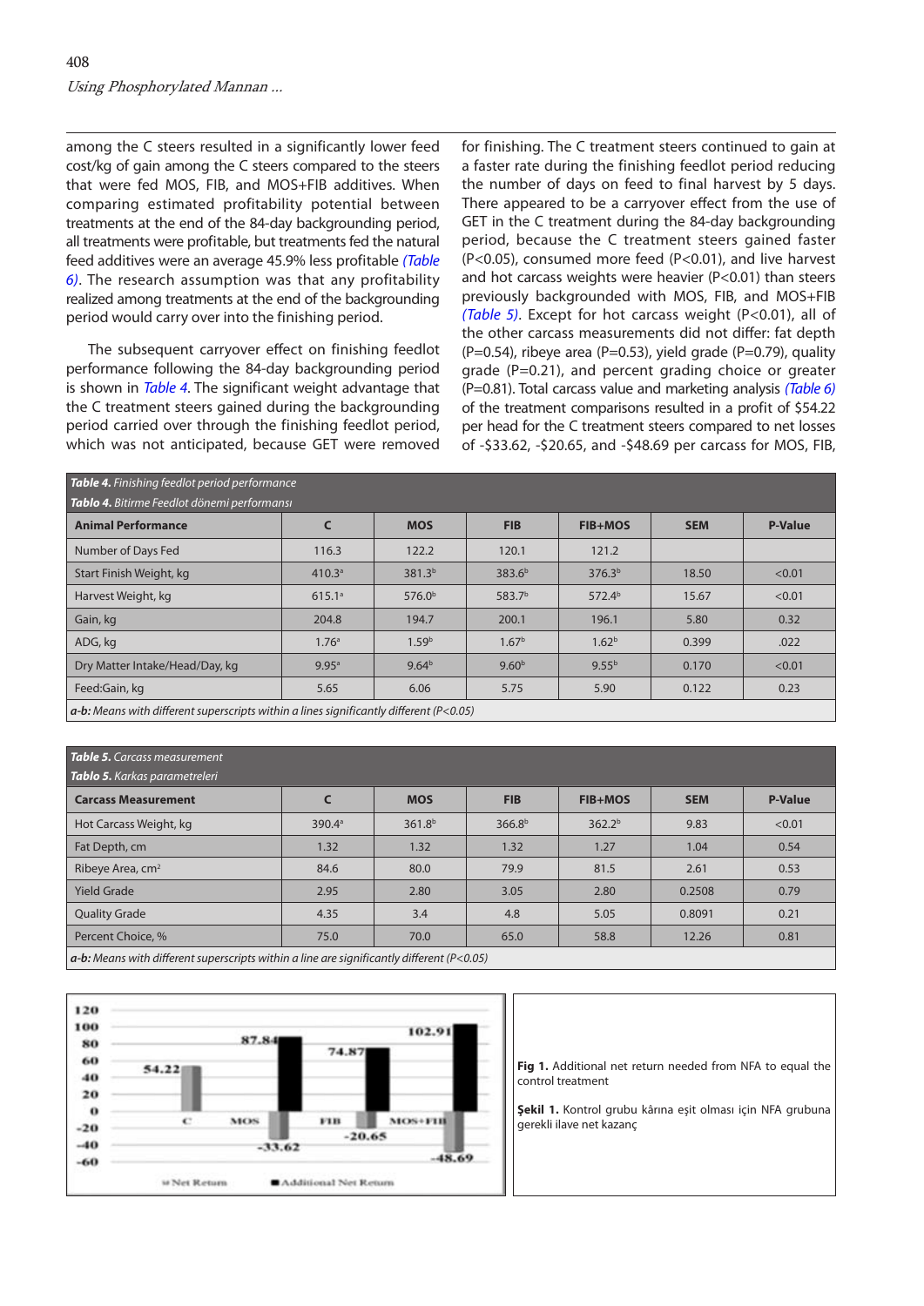among the C steers resulted in a significantly lower feed cost/kg of gain among the C steers compared to the steers that were fed MOS, FIB, and MOS+FIB additives. When comparing estimated profitability potential between treatments at the end of the 84-day backgrounding period, all treatments were profitable, but treatments fed the natural feed additives were an average 45.9% less profitable *(Table 6)*. The research assumption was that any profitability realized among treatments at the end of the backgrounding period would carry over into the finishing period.

The subsequent carryover effect on finishing feedlot performance following the 84-day backgrounding period is shown in *Table 4*. The significant weight advantage that the C treatment steers gained during the backgrounding period carried over through the finishing feedlot period, which was not anticipated, because GET were removed for finishing. The C treatment steers continued to gain at a faster rate during the finishing feedlot period reducing the number of days on feed to final harvest by 5 days. There appeared to be a carryover effect from the use of GET in the C treatment during the 84-day backgrounding period, because the C treatment steers gained faster ($P<0.05$), consumed more feed ($P<0.01$), and live harvest and hot carcass weights were heavier ($P<0.01$) than steers previously backgrounded with MOS, FIB, and MOS+FIB *(Table 5)*. Except for hot carcass weight ($P<0.01$), all of the other carcass measurements did not differ: fat depth ($P=0.54$), ribeye area ($P=0.53$), yield grade ($P=0.79$), quality grade ($P=0.21$), and percent grading choice or greater ($P=0.81$). Total carcass value and marketing analysis *(Table 6)* of the treatment comparisons resulted in a profit of \$54.22 per head for the C treatment steers compared to net losses of -\$33.62, -\$20.65, and -\$48.69 per carcass for MOS, FIB,

***Table 4.*** *Finishing feedlot period performance*
***Tablo 4.*** *Bitirme Feedlot dönemi performansı*

| Animal Performance | C | MOS | FIB | FIB+MOS | SEM | P-Value |
|---|---|---|---|---|---|---|
| Number of Days Fed | 116.3 | 122.2 | 120.1 | 121.2 | | |
| Start Finish Weight, kg | 410.3[a] | 381.3[b] | 383.6[b] | 376.3[b] | 18.50 | <0.01 |
| Harvest Weight, kg | 615.1[a] | 576.0[b] | 583.7[b] | 572.4[b] | 15.67 | <0.01 |
| Gain, kg | 204.8 | 194.7 | 200.1 | 196.1 | 5.80 | 0.32 |
| ADG, kg | 1.76[a] | 1.59[b] | 1.67[b] | 1.62[b] | 0.399 | .022 |
| Dry Matter Intake/Head/Day, kg | 9.95[a] | 9.64[b] | 9.60[b] | 9.55[b] | 0.170 | <0.01 |
| Feed:Gain, kg | 5.65 | 6.06 | 5.75 | 5.90 | 0.122 | 0.23 |

***a-b:*** *Means with different superscripts within a lines significantly different (P<0.05)*

***Table 5.*** *Carcass measurement*
***Tablo 5.*** *Karkas parametreleri*

| Carcass Measurement | C | MOS | FIB | FIB+MOS | SEM | P-Value |
|---|---|---|---|---|---|---|
| Hot Carcass Weight, kg | 390.4[a] | 361.8[b] | 366.8[b] | 362.2[b] | 9.83 | <0.01 |
| Fat Depth, cm | 1.32 | 1.32 | 1.32 | 1.27 | 1.04 | 0.54 |
| Ribeye Area, $cm^2$ | 84.6 | 80.0 | 79.9 | 81.5 | 2.61 | 0.53 |
| Yield Grade | 2.95 | 2.80 | 3.05 | 2.80 | 0.2508 | 0.79 |
| Quality Grade | 4.35 | 3.4 | 4.8 | 5.05 | 0.8091 | 0.21 |
| Percent Choice, % | 75.0 | 70.0 | 65.0 | 58.8 | 12.26 | 0.81 |

***a-b:*** *Means with different superscripts within a line are significantly different (P<0.05)*

**Fig 1.** Additional net return needed from NFA to equal the control treatment

**Şekil 1.** Kontrol grubu kârına eşit olması için NFA grubuna gerekli ilave net kazanç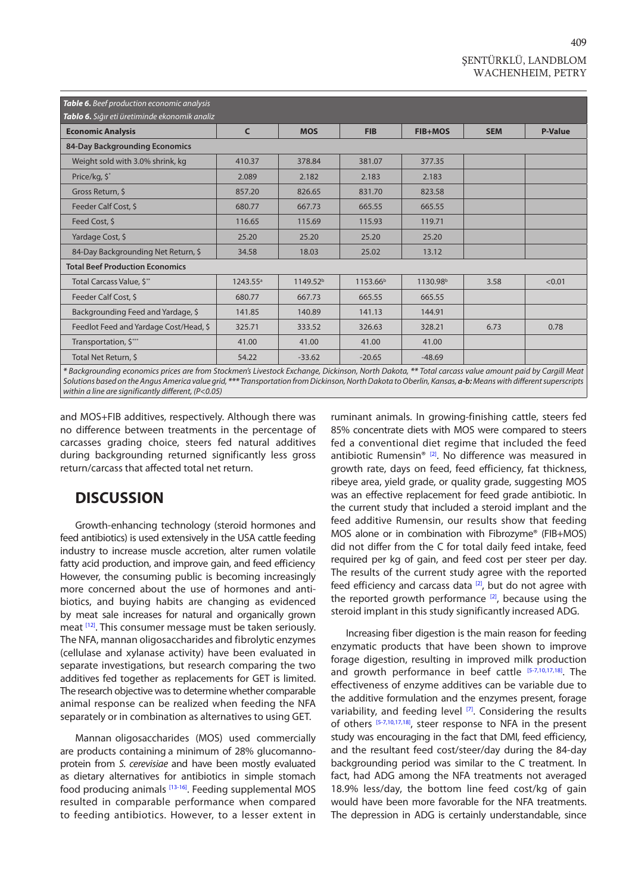**Table 6.** *Beef production economic analysis*
**Tablo 6.** *Sığır eti üretiminde ekonomik analiz*

| Economic Analysis | C | MOS | FIB | FIB+MOS | SEM | P-Value |
|---|---|---|---|---|---|---|
| **84-Day Backgrounding Economics** | | | | | | |
| Weight sold with 3.0% shrink, kg | 410.37 | 378.84 | 381.07 | 377.35 | | |
| Price/kg, $* | 2.089 | 2.182 | 2.183 | 2.183 | | |
| Gross Return, $ | 857.20 | 826.65 | 831.70 | 823.58 | | |
| Feeder Calf Cost, $ | 680.77 | 667.73 | 665.55 | 665.55 | | |
| Feed Cost, $ | 116.65 | 115.69 | 115.93 | 119.71 | | |
| Yardage Cost, $ | 25.20 | 25.20 | 25.20 | 25.20 | | |
| 84-Day Backgrounding Net Return, $ | 34.58 | 18.03 | 25.02 | 13.12 | | |
| **Total Beef Production Economics** | | | | | | |
| Total Carcass Value, $** | 1243.55[a] | 1149.52[b] | 1153.66[b] | 1130.98[b] | 3.58 | <0.01 |
| Feeder Calf Cost, $ | 680.77 | 667.73 | 665.55 | 665.55 | | |
| Backgrounding Feed and Yardage, $ | 141.85 | 140.89 | 141.13 | 144.91 | | |
| Feedlot Feed and Yardage Cost/Head, $ | 325.71 | 333.52 | 326.63 | 328.21 | 6.73 | 0.78 |
| Transportation, $*** | 41.00 | 41.00 | 41.00 | 41.00 | | |
| Total Net Return, $ | 54.22 | -33.62 | -20.65 | -48.69 | | |

*\* Backgrounding economics prices are from Stockmen's Livestock Exchange, Dickinson, North Dakota, \*\* Total carcass value amount paid by Cargill Meat Solutions based on the Angus America value grid, \*\*\* Transportation from Dickinson, North Dakota to Oberlin, Kansas,* ***a-b:*** *Means with different superscripts within a line are significantly different, (P<0.05)*

and MOS+FIB additives, respectively. Although there was no difference between treatments in the percentage of carcasses grading choice, steers fed natural additives during backgrounding returned significantly less gross return/carcass that affected total net return.

## DISCUSSION

Growth-enhancing technology (steroid hormones and feed antibiotics) is used extensively in the USA cattle feeding industry to increase muscle accretion, alter rumen volatile fatty acid production, and improve gain, and feed efficiency. However, the consuming public is becoming increasingly more concerned about the use of hormones and antibiotics, and buying habits are changing as evidenced by meat sale increases for natural and organically grown meat [12]. This consumer message must be taken seriously. The NFA, mannan oligosaccharides and fibrolytic enzymes (cellulase and xylanase activity) have been evaluated in separate investigations, but research comparing the two additives fed together as replacements for GET is limited. The research objective was to determine whether comparable animal response can be realized when feeding the NFA separately or in combination as alternatives to using GET.

Mannan oligosaccharides (MOS) used commercially are products containing a minimum of 28% glucomannoprotein from *S. cerevisiae* and have been mostly evaluated as dietary alternatives for antibiotics in simple stomach food producing animals [13-16]. Feeding supplemental MOS resulted in comparable performance when compared to feeding antibiotics. However, to a lesser extent in ruminant animals. In growing-finishing cattle, steers fed 85% concentrate diets with MOS were compared to steers fed a conventional diet regime that included the feed antibiotic Rumensin® [2]. No difference was measured in growth rate, days on feed, feed efficiency, fat thickness, ribeye area, yield grade, or quality grade, suggesting MOS was an effective replacement for feed grade antibiotic. In the current study that included a steroid implant and the feed additive Rumensin, our results show that feeding MOS alone or in combination with Fibrozyme® (FIB+MOS) did not differ from the C for total daily feed intake, feed required per kg of gain, and feed cost per steer per day. The results of the current study agree with the reported feed efficiency and carcass data [2], but do not agree with the reported growth performance [2], because using the steroid implant in this study significantly increased ADG.

Increasing fiber digestion is the main reason for feeding enzymatic products that have been shown to improve forage digestion, resulting in improved milk production and growth performance in beef cattle [5-7,10,17,18]. The effectiveness of enzyme additives can be variable due to the additive formulation and the enzymes present, forage variability, and feeding level [7]. Considering the results of others [5-7,10,17,18], steer response to NFA in the present study was encouraging in the fact that DMI, feed efficiency, and the resultant feed cost/steer/day during the 84-day backgrounding period was similar to the C treatment. In fact, had ADG among the NFA treatments not averaged 18.9% less/day, the bottom line feed cost/kg of gain would have been more favorable for the NFA treatments. The depression in ADG is certainly understandable, since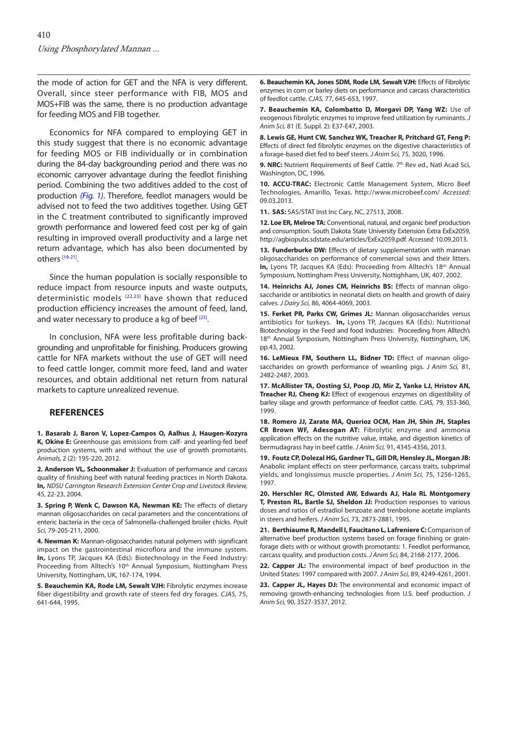the mode of action for GET and the NFA is very different. Overall, since steer performance with FIB, MOS and MOS+FIB was the same, there is no production advantage for feeding MOS and FIB together.

Economics for NFA compared to employing GET in this study suggest that there is no economic advantage for feeding MOS or FIB individually or in combination during the 84-day backgrounding period and there was no economic carryover advantage during the feedlot finishing period. Combining the two additives added to the cost of production *(Fig. 1)*. Therefore, feedlot managers would be advised not to feed the two additives together. Using GET in the C treatment contributed to significantly improved growth performance and lowered feed cost per kg of gain resulting in improved overall productivity and a large net return advantage, which has also been documented by others [19-21].

Since the human population is socially responsible to reduce impact from resource inputs and waste outputs, deterministic models [22,23] have shown that reduced production efficiency increases the amount of feed, land, and water necessary to produce a kg of beef [23].

In conclusion, NFA were less profitable during backgrounding and unprofitable for finishing. Producers growing cattle for NFA markets without the use of GET will need to feed cattle longer, commit more feed, land and water resources, and obtain additional net return from natural markets to capture unrealized revenue.

## REFERENCES

**1. Basarab J, Baron V, Lopez-Campos O, Aalhus J, Haugen-Kozyra K, Okine E:** Greenhouse gas emissions from calf- and yearling-fed beef production systems, with and without the use of growth promotants. *Animals,* 2 (2): 195-220, 2012.

**2. Anderson VL, Schoonmaker J:** Evaluation of performance and carcass quality of finishing beef with natural feeding practices in North Dakota. **In,** *NDSU Carrington Research Extension Center Crop and Livestock Review,* 45, 22-23, 2004.

**3. Spring P, Wenk C, Dawson KA, Newman KE:** The effects of dietary mannan oligosaccharides on cecal parameters and the concentrations of enteric bacteria in the ceca of Salmonella-challenged broiler chicks. *Poult Sci,* 79-205-211, 2000.

**4. Newman K:** Mannan-oligosaccharides natural polymers with significant impact on the gastrointestinal microflora and the immune system. **In,** Lyons TP, Jacques KA (Eds): Biotechnology in the Feed Industry: Proceeding from Alltech's 10th Annual Synposium, Nottingham Press University, Nottingham, UK, 167-174, 1994.

**5. Beauchemin KA, Rode LM, Sewalt VJH:** Fibrolytic enzymes increase fiber digestibility and growth rate of steers fed dry forages. *CJAS,* 75, 641-644, 1995.

**6. Beauchemin KA, Jones SDM, Rode LM, Sewalt VJH:** Effects of Fibrolytic enzymes in corn or barley diets on performance and carcass characteristics of feedlot cattle. *CJAS,* 77, 645-653, 1997.

**7. Beauchemin KA, Colombatto D, Morgavi DP, Yang WZ:** Use of exogenous fibrolytic enzymes to improve feed utilization by ruminants. *J Anim Sci,* 81 (E. Suppl. 2): E37-E47, 2003.

**8. Lewis GE, Hunt CW, Sanchez WK, Treacher R, Pritchard GT, Feng P:** Effects of direct fed fibrolytic enzymes on the digestive characteristics of a forage-based diet fed to beef steers. *J Anim Sci,* 75, 3020, 1996.

**9. NRC:** Nutrient Requirements of Beef Cattle. 7th Rev ed., Natl Acad Sci, Washington, DC, 1996.

**10. ACCU-TRAC:** Electronic Cattle Management System, Micro Beef Technologies, Amarillo, Texas. http://www.microbeef.com/ *Accessed:* 09.03.2013.

**11. SAS:** SAS/STAT Inst Inc Cary, NC, 27513, 2008.

**12. Loe ER, Melroe TA:** Conventional, natural, and organic beef production and consumption. South Dakota State University Extension Extra ExEx2059, http://agbiopubs.sdstate.edu/articles/ExEx2059.pdf. *Accessed*: 10.09.2013.

**13. Funderburke DW:** Effects of dietary supplementation with mannan oligosaccharides on performance of commercial sows and their litters. **In,** Lyons TP, Jacques KA (Eds): Proceeding from Alltech's 18th Annual Symposium, Nottingham Press University, Nottighham, UK, 407, 2002.

**14. Heinrichs AJ, Jones CM, Heinrichs BS:** Effects of mannan oligosaccharide or antibiotics in neonatal diets on health and growth of dairy calves. *J Dairy Sci,* 86, 4064-4069, 2003.

**15. Ferket PR, Parks CW, Grimes JL:** Mannan oligosaccharides versus antibiotics for turkeys. **In,** Lyons TP, Jacques KA (Eds): Nutritional Biotechnology in the Feed and food Industries: Proceeding from Alltech's 18th Annual Synposium, Nottingham Press University, Nottingham, UK, pp.43, 2002.

**16. LeMieux FM, Southern LL, Bidner TD:** Effect of mannan oligosaccharides on growth performance of weanling pigs. *J Anim Sci,* 81, 2482-2487, 2003.

**17. McAllister TA, Oosting SJ, Poop JD, Mir Z, Yanke LJ, Hristov AN, Treacher RJ, Cheng KJ:** Effect of exogenous enzymes on digestibility of barley silage and growth performance of feedlot cattle. *CJAS,* 79, 353-360, 1999.

**18. Romero JJ, Zarate MA, Querioz OCM, Han JH, Shin JH, Staples CR Brown WF, Adesogan AT:** Fibrolytic enzyme and ammonia application effects on the nutritive value, intake, and digestion kinetics of bermudagrass hay in beef cattle. *J Anim Sci,* 91, 4345-4356, 2013.

**19. Foutz CP, Dolezal HG, Gardner TL, Gill DR, Hensley JL, Morgan JB:** Anabolic implant effects on steer performance, carcass traits, subprimal yields, and longissimus muscle properties. *J Anim Sci,* 75, 1256-1265, 1997.

**20. Herschler RC, Olmsted AW, Edwards AJ, Hale RL Montgomery T, Preston RL, Bartle SJ, Sheldon JJ:** Production responses to various doses and ratios of estradiol benzoate and trenbolone acetate implants in steers and heifers. *J Anim Sci,* 73, 2873-2881, 1995.

**21. Berthiaume R, Mandell I, Faucitano L, Lafreniere C:** Comparison of alternative beef production systems based on forage finishing or grain-forage diets with or without growth promotants: 1. Feedlot performance, carcass quality, and production costs. *J Anim Sci,* 84, 2168-2177, 2006.

**22. Capper JL:** The environmental impact of beef production in the United States: 1997 compared with 2007. *J Anim Sci,* 89, 4249-4261, 2001.

**23. Capper JL, Hayes DJ:** The environmental and economic impact of removing growth-enhancing technologies from U.S. beef production. *J Anim Sci,* 90, 3527-3537, 2012.